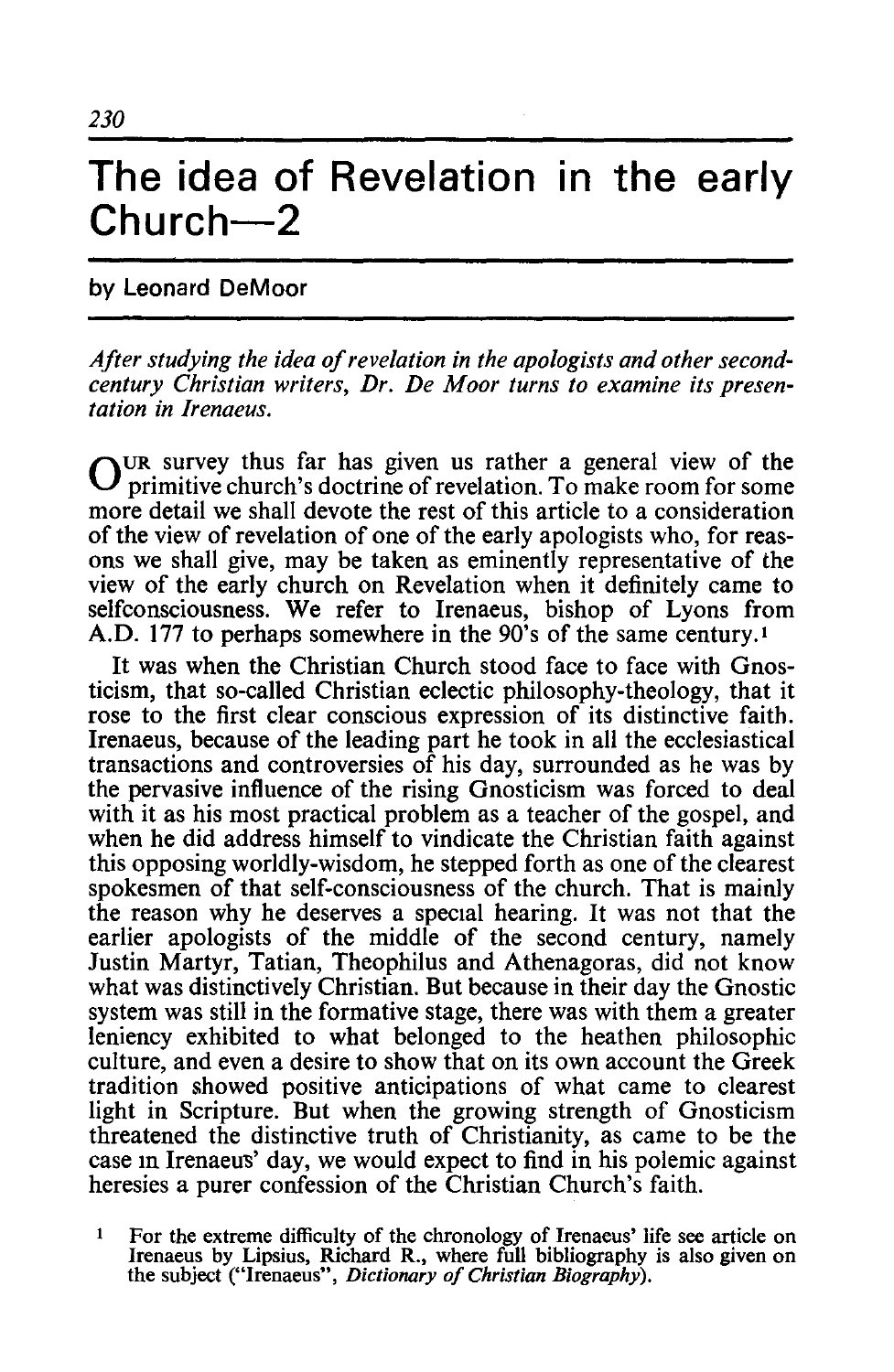# The idea of Revelation in the early Church—2

**by Leonard DeMoor**

*After studying the idea of revelation in the apologists and other second-century Christian writers, Dr. De Moor turns to examine its presentation in Irenaeus.*

OUR survey thus far has given us rather a general view of the primitive church's doctrine of revelation. To make room for some more detail we shall devote the rest of this article to a consideration of the view of revelation of one of the early apologists who, for reasons we shall give, may be taken as eminently representative of the view of the early church on Revelation when it definitely came to selfconsciousness. We refer to Irenaeus, bishop of Lyons from A.D. 177 to perhaps somewhere in the 90's of the same century.[1]

It was when the Christian Church stood face to face with Gnosticism, that so-called Christian eclectic philosophy-theology, that it rose to the first clear conscious expression of its distinctive faith. Irenaeus, because of the leading part he took in all the ecclesiastical transactions and controversies of his day, surrounded as he was by the pervasive influence of the rising Gnosticism was forced to deal with it as his most practical problem as a teacher of the gospel, and when he did address himself to vindicate the Christian faith against this opposing worldly-wisdom, he stepped forth as one of the clearest spokesmen of that self-consciousness of the church. That is mainly the reason why he deserves a special hearing. It was not that the earlier apologists of the middle of the second century, namely Justin Martyr, Tatian, Theophilus and Athenagoras, did not know what was distinctively Christian. But because in their day the Gnostic system was still in the formative stage, there was with them a greater leniency exhibited to what belonged to the heathen philosophic culture, and even a desire to show that on its own account the Greek tradition showed positive anticipations of what came to clearest light in Scripture. But when the growing strength of Gnosticism threatened the distinctive truth of Christianity, as came to be the case in Irenaeus' day, we would expect to find in his polemic against heresies a purer confession of the Christian Church's faith.

[1] For the extreme difficulty of the chronology of Irenaeus' life see article on Irenaeus by Lipsius, Richard R., where full bibliography is also given on the subject ("Irenaeus", *Dictionary of Christian Biography*).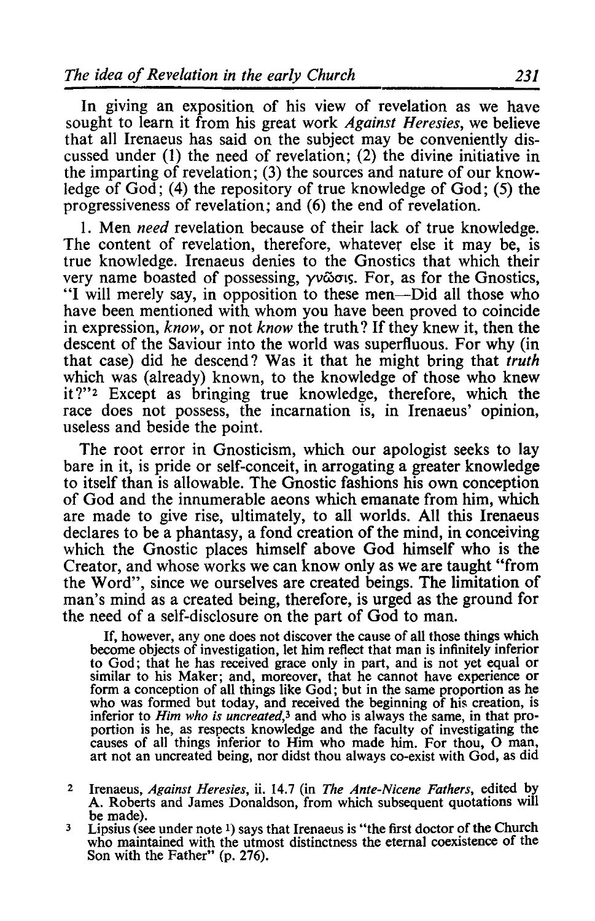In giving an exposition of his view of revelation as we have sought to learn it from his great work *Against Heresies*, we believe that all Irenaeus has said on the subject may be conveniently discussed under (1) the need of revelation; (2) the divine initiative in the imparting of revelation; (3) the sources and nature of our knowledge of God; (4) the repository of true knowledge of God; (5) the progressiveness of revelation; and (6) the end of revelation.

1. Men *need* revelation because of their lack of true knowledge. The content of revelation, therefore, whatever else it may be, is true knowledge. Irenaeus denies to the Gnostics that which their very name boasted of possessing, γνῶσις. For, as for the Gnostics, "I will merely say, in opposition to these men—Did all those who have been mentioned with whom you have been proved to coincide in expression, *know*, or not *know* the truth? If they knew it, then the descent of the Saviour into the world was superfluous. For why (in that case) did he descend? Was it that he might bring that *truth* which was (already) known, to the knowledge of those who knew it?"[2] Except as bringing true knowledge, therefore, which the race does not possess, the incarnation is, in Irenaeus' opinion, useless and beside the point.

The root error in Gnosticism, which our apologist seeks to lay bare in it, is pride or self-conceit, in arrogating a greater knowledge to itself than is allowable. The Gnostic fashions his own conception of God and the innumerable aeons which emanate from him, which are made to give rise, ultimately, to all worlds. All this Irenaeus declares to be a phantasy, a fond creation of the mind, in conceiving which the Gnostic places himself above God himself who is the Creator, and whose works we can know only as we are taught "from the Word", since we ourselves are created beings. The limitation of man's mind as a created being, therefore, is urged as the ground for the need of a self-disclosure on the part of God to man.

> If, however, any one does not discover the cause of all those things which become objects of investigation, let him reflect that man is infinitely inferior to God; that he has received grace only in part, and is not yet equal or similar to his Maker; and, moreover, that he cannot have experience or form a conception of all things like God; but in the same proportion as he who was formed but today, and received the beginning of his creation, is inferior to *Him who is uncreated*,[3] and who is always the same, in that proportion is he, as respects knowledge and the faculty of investigating the causes of all things inferior to Him who made him. For thou, O man, art not an uncreated being, nor didst thou always co-exist with God, as did

2 Irenaeus, *Against Heresies*, ii. 14.7 (in *The Ante-Nicene Fathers*, edited by A. Roberts and James Donaldson, from which subsequent quotations will be made).

3 Lipsius (see under note 1) says that Irenaeus is "the first doctor of the Church who maintained with the utmost distinctness the eternal coexistence of the Son with the Father" (p. 276).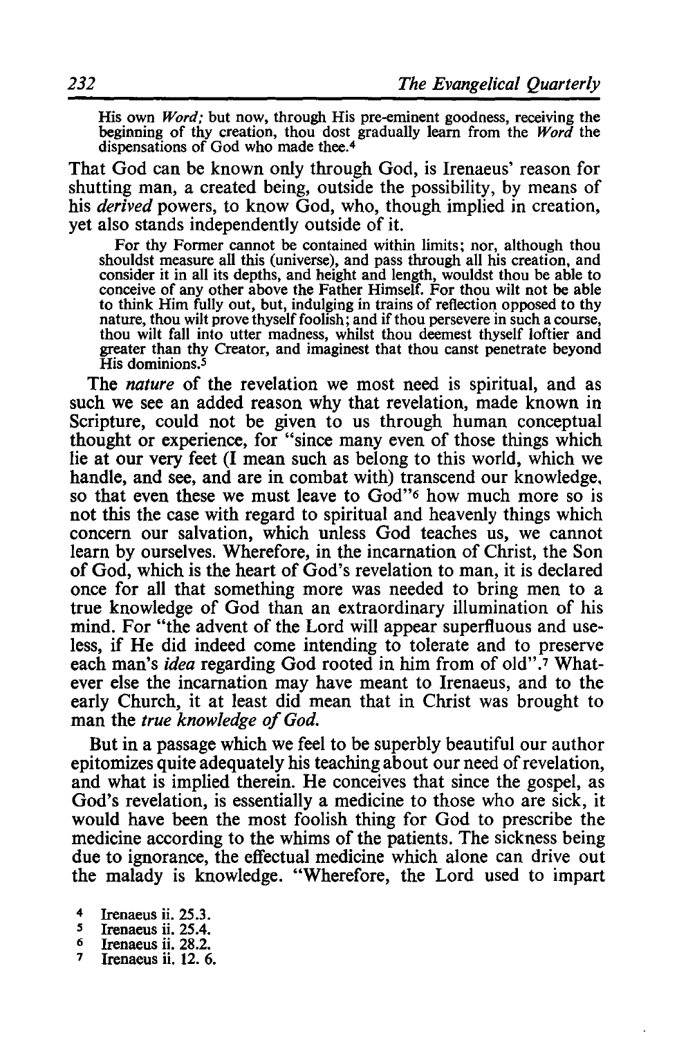> His own *Word;* but now, through His pre-eminent goodness, receiving the beginning of thy creation, thou dost gradually learn from the *Word* the dispensations of God who made thee.[4]

That God can be known only through God, is Irenaeus' reason for shutting man, a created being, outside the possibility, by means of his *derived* powers, to know God, who, though implied in creation, yet also stands independently outside of it.

> For thy Former cannot be contained within limits; nor, although thou shouldst measure all this (universe), and pass through all his creation, and consider it in all its depths, and height and length, wouldst thou be able to conceive of any other above the Father Himself. For thou wilt not be able to think Him fully out, but, indulging in trains of reflection opposed to thy nature, thou wilt prove thyself foolish; and if thou persevere in such a course, thou wilt fall into utter madness, whilst thou deemest thyself loftier and greater than thy Creator, and imaginest that thou canst penetrate beyond His dominions.[5]

The *nature* of the revelation we most need is spiritual, and as such we see an added reason why that revelation, made known in Scripture, could not be given to us through human conceptual thought or experience, for "since many even of those things which lie at our very feet (I mean such as belong to this world, which we handle, and see, and are in combat with) transcend our knowledge, so that even these we must leave to God"[6] how much more so is not this the case with regard to spiritual and heavenly things which concern our salvation, which unless God teaches us, we cannot learn by ourselves. Wherefore, in the incarnation of Christ, the Son of God, which is the heart of God's revelation to man, it is declared once for all that something more was needed to bring men to a true knowledge of God than an extraordinary illumination of his mind. For "the advent of the Lord will appear superfluous and useless, if He did indeed come intending to tolerate and to preserve each man's *idea* regarding God rooted in him from of old".[7] Whatever else the incarnation may have meant to Irenaeus, and to the early Church, it at least did mean that in Christ was brought to man the *true knowledge of God.*

But in a passage which we feel to be superbly beautiful our author epitomizes quite adequately his teaching about our need of revelation, and what is implied therein. He conceives that since the gospel, as God's revelation, is essentially a medicine to those who are sick, it would have been the most foolish thing for God to prescribe the medicine according to the whims of the patients. The sickness being due to ignorance, the effectual medicine which alone can drive out the malady is knowledge. "Wherefore, the Lord used to impart

[4] Irenaeus ii. 25.3.
[5] Irenaeus ii. 25.4.
[6] Irenaeus ii. 28.2.
[7] Irenaeus ii. 12. 6.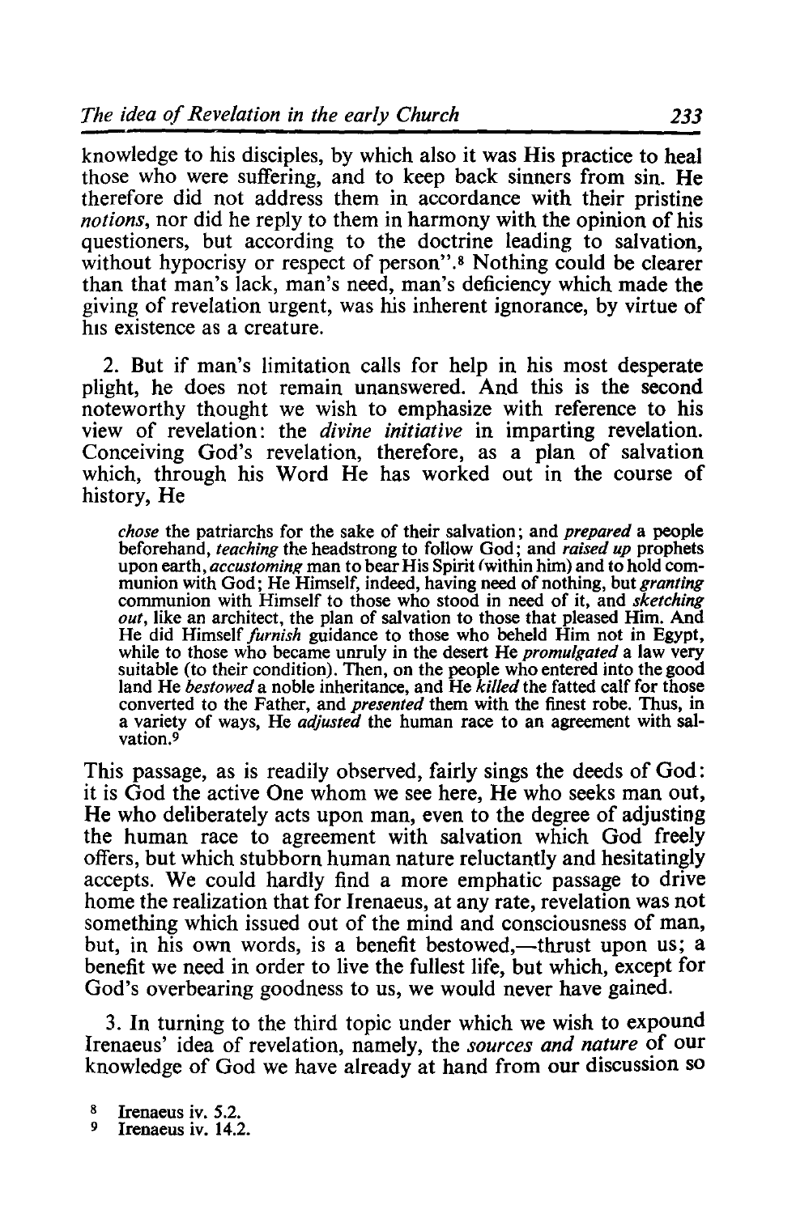knowledge to his disciples, by which also it was His practice to heal those who were suffering, and to keep back sinners from sin. He therefore did not address them in accordance with their pristine *notions*, nor did he reply to them in harmony with the opinion of his questioners, but according to the doctrine leading to salvation, without hypocrisy or respect of person".[8] Nothing could be clearer than that man's lack, man's need, man's deficiency which made the giving of revelation urgent, was his inherent ignorance, by virtue of his existence as a creature.

2. But if man's limitation calls for help in his most desperate plight, he does not remain unanswered. And this is the second noteworthy thought we wish to emphasize with reference to his view of revelation: the *divine initiative* in imparting revelation. Conceiving God's revelation, therefore, as a plan of salvation which, through his Word He has worked out in the course of history, He

> *chose* the patriarchs for the sake of their salvation; and *prepared* a people beforehand, *teaching* the headstrong to follow God; and *raised up* prophets upon earth, *accustoming* man to bear His Spirit (within him) and to hold communion with God; He Himself, indeed, having need of nothing, but *granting* communion with Himself to those who stood in need of it, and *sketching out*, like an architect, the plan of salvation to those that pleased Him. And He did Himself *furnish* guidance to those who beheld Him not in Egypt, while to those who became unruly in the desert He *promulgated* a law very suitable (to their condition). Then, on the people who entered into the good land He *bestowed* a noble inheritance, and He *killed* the fatted calf for those converted to the Father, and *presented* them with the finest robe. Thus, in a variety of ways, He *adjusted* the human race to an agreement with salvation.[9]

This passage, as is readily observed, fairly sings the deeds of God: it is God the active One whom we see here, He who seeks man out, He who deliberately acts upon man, even to the degree of adjusting the human race to agreement with salvation which God freely offers, but which stubborn human nature reluctantly and hesitatingly accepts. We could hardly find a more emphatic passage to drive home the realization that for Irenaeus, at any rate, revelation was not something which issued out of the mind and consciousness of man, but, in his own words, is a benefit bestowed,—thrust upon us; a benefit we need in order to live the fullest life, but which, except for God's overbearing goodness to us, we would never have gained.

3. In turning to the third topic under which we wish to expound Irenaeus' idea of revelation, namely, the *sources and nature* of our knowledge of God we have already at hand from our discussion so

[8] Irenaeus iv. 5.2.
[9] Irenaeus iv. 14.2.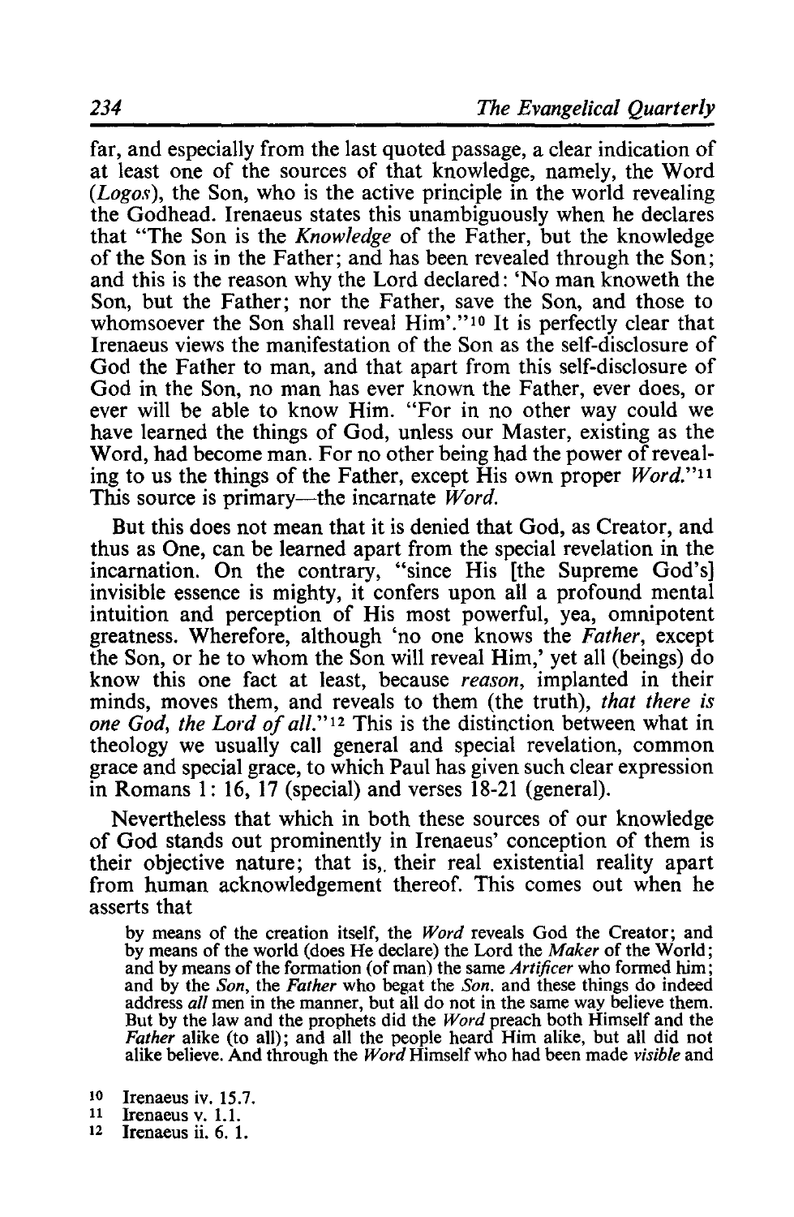far, and especially from the last quoted passage, a clear indication of at least one of the sources of that knowledge, namely, the Word (*Logos*), the Son, who is the active principle in the world revealing the Godhead. Irenaeus states this unambiguously when he declares that "The Son is the *Knowledge* of the Father, but the knowledge of the Son is in the Father; and has been revealed through the Son; and this is the reason why the Lord declared: 'No man knoweth the Son, but the Father; nor the Father, save the Son, and those to whomsoever the Son shall reveal Him'."[10] It is perfectly clear that Irenaeus views the manifestation of the Son as the self-disclosure of God the Father to man, and that apart from this self-disclosure of God in the Son, no man has ever known the Father, ever does, or ever will be able to know Him. "For in no other way could we have learned the things of God, unless our Master, existing as the Word, had become man. For no other being had the power of revealing to us the things of the Father, except His own proper *Word*."[11] This source is primary—the incarnate *Word*.

But this does not mean that it is denied that God, as Creator, and thus as One, can be learned apart from the special revelation in the incarnation. On the contrary, "since His [the Supreme God's] invisible essence is mighty, it confers upon all a profound mental intuition and perception of His most powerful, yea, omnipotent greatness. Wherefore, although 'no one knows the *Father*, except the Son, or he to whom the Son will reveal Him,' yet all (beings) do know this one fact at least, because *reason*, implanted in their minds, moves them, and reveals to them (the truth), *that there is one God, the Lord of all*."[12] This is the distinction between what in theology we usually call general and special revelation, common grace and special grace, to which Paul has given such clear expression in Romans 1: 16, 17 (special) and verses 18-21 (general).

Nevertheless that which in both these sources of our knowledge of God stands out prominently in Irenaeus' conception of them is their objective nature; that is, their real existential reality apart from human acknowledgement thereof. This comes out when he asserts that

> by means of the creation itself, the *Word* reveals God the Creator; and by means of the world (does He declare) the Lord the *Maker* of the World; and by means of the formation (of man) the same *Artificer* who formed him; and by the *Son*, the *Father* who begat the *Son*. and these things do indeed address *all* men in the manner, but all do not in the same way believe them. But by the law and the prophets did the *Word* preach both Himself and the *Father* alike (to all); and all the people heard Him alike, but all did not alike believe. And through the *Word* Himself who had been made *visible* and

[10] Irenaeus iv. 15.7.

[11] Irenaeus v. 1.1.

[12] Irenaeus ii. 6. 1.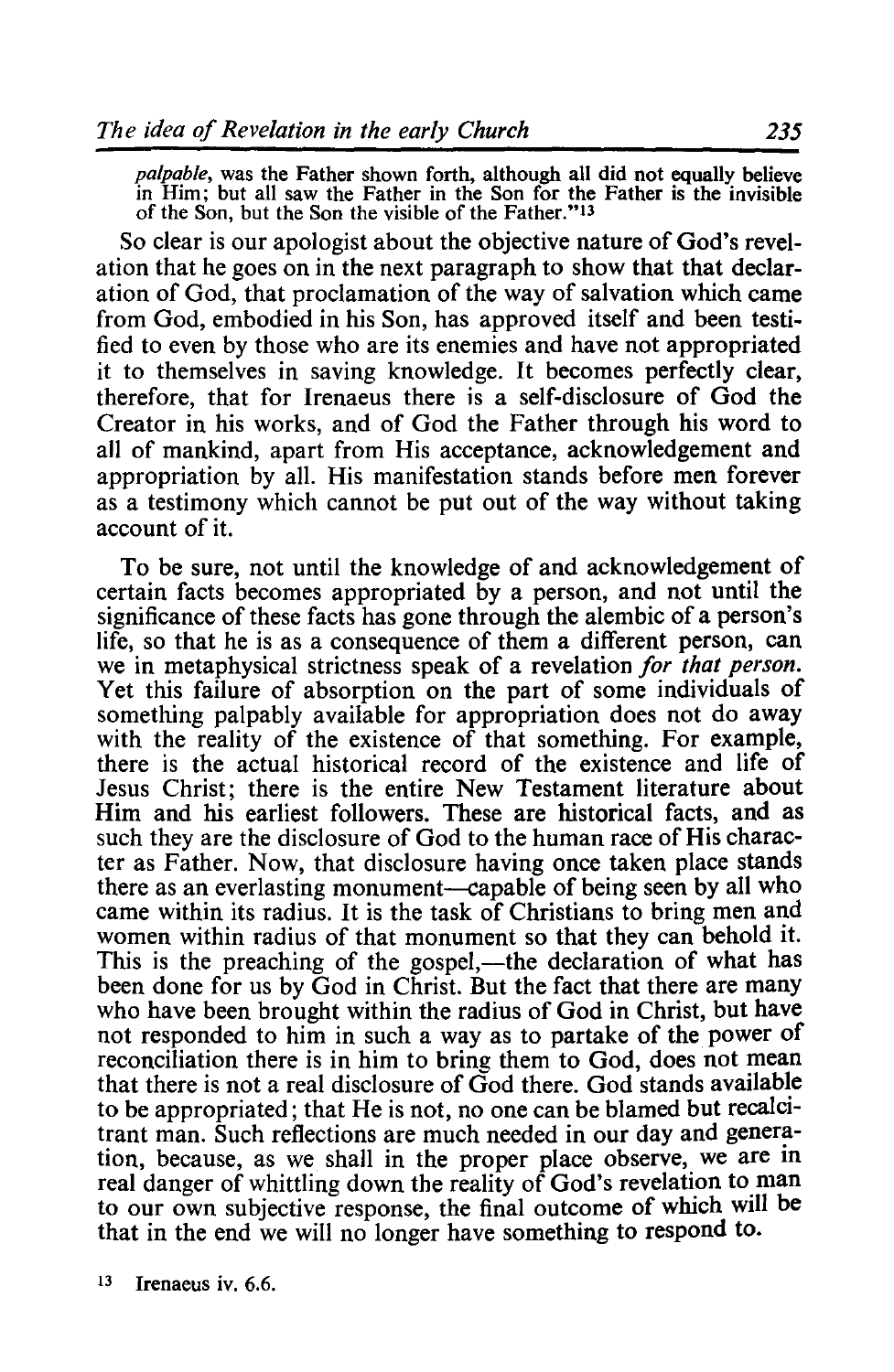*palpable*, was the Father shown forth, although all did not equally believe in Him; but all saw the Father in the Son for the Father is the invisible of the Son, but the Son the visible of the Father."[13]

So clear is our apologist about the objective nature of God's revelation that he goes on in the next paragraph to show that that declaration of God, that proclamation of the way of salvation which came from God, embodied in his Son, has approved itself and been testified to even by those who are its enemies and have not appropriated it to themselves in saving knowledge. It becomes perfectly clear, therefore, that for Irenaeus there is a self-disclosure of God the Creator in his works, and of God the Father through his word to all of mankind, apart from His acceptance, acknowledgement and appropriation by all. His manifestation stands before men forever as a testimony which cannot be put out of the way without taking account of it.

To be sure, not until the knowledge of and acknowledgement of certain facts becomes appropriated by a person, and not until the significance of these facts has gone through the alembic of a person's life, so that he is as a consequence of them a different person, can we in metaphysical strictness speak of a revelation *for that person.* Yet this failure of absorption on the part of some individuals of something palpably available for appropriation does not do away with the reality of the existence of that something. For example, there is the actual historical record of the existence and life of Jesus Christ; there is the entire New Testament literature about Him and his earliest followers. These are historical facts, and as such they are the disclosure of God to the human race of His character as Father. Now, that disclosure having once taken place stands there as an everlasting monument—capable of being seen by all who came within its radius. It is the task of Christians to bring men and women within radius of that monument so that they can behold it. This is the preaching of the gospel,—the declaration of what has been done for us by God in Christ. But the fact that there are many who have been brought within the radius of God in Christ, but have not responded to him in such a way as to partake of the power of reconciliation there is in him to bring them to God, does not mean that there is not a real disclosure of God there. God stands available to be appropriated; that He is not, no one can be blamed but recalcitrant man. Such reflections are much needed in our day and generation, because, as we shall in the proper place observe, we are in real danger of whittling down the reality of God's revelation to man to our own subjective response, the final outcome of which will be that in the end we will no longer have something to respond to.

[13] Irenaeus iv. 6.6.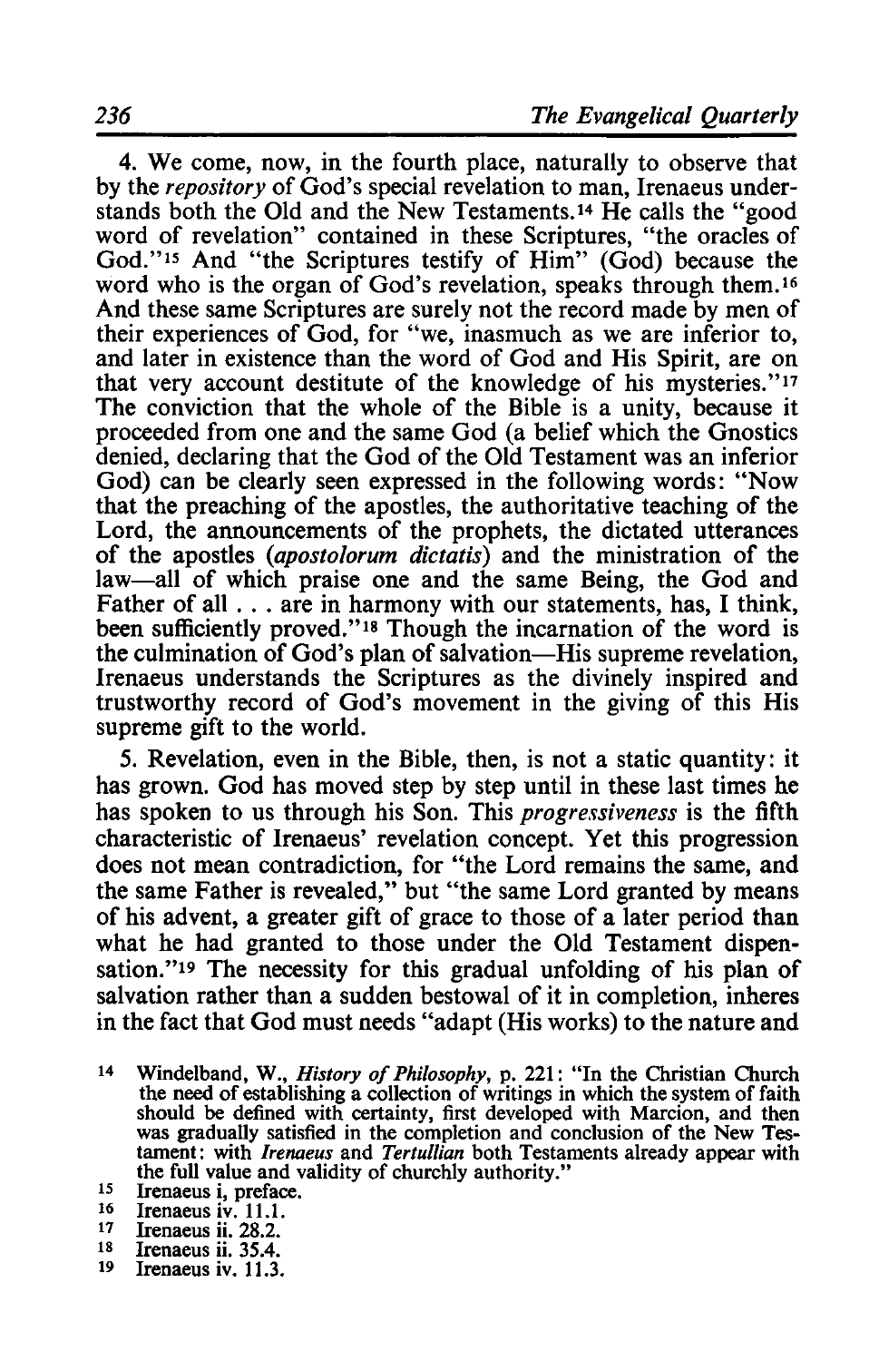4. We come, now, in the fourth place, naturally to observe that by the *repository* of God's special revelation to man, Irenaeus understands both the Old and the New Testaments.[14] He calls the "good word of revelation" contained in these Scriptures, "the oracles of God."[15] And "the Scriptures testify of Him" (God) because the word who is the organ of God's revelation, speaks through them.[16] And these same Scriptures are surely not the record made by men of their experiences of God, for "we, inasmuch as we are inferior to, and later in existence than the word of God and His Spirit, are on that very account destitute of the knowledge of his mysteries."[17] The conviction that the whole of the Bible is a unity, because it proceeded from one and the same God (a belief which the Gnostics denied, declaring that the God of the Old Testament was an inferior God) can be clearly seen expressed in the following words: "Now that the preaching of the apostles, the authoritative teaching of the Lord, the announcements of the prophets, the dictated utterances of the apostles (*apostolorum dictatis*) and the ministration of the law—all of which praise one and the same Being, the God and Father of all . . . are in harmony with our statements, has, I think, been sufficiently proved."[18] Though the incarnation of the word is the culmination of God's plan of salvation—His supreme revelation, Irenaeus understands the Scriptures as the divinely inspired and trustworthy record of God's movement in the giving of this His supreme gift to the world.

5. Revelation, even in the Bible, then, is not a static quantity: it has grown. God has moved step by step until in these last times he has spoken to us through his Son. This *progressiveness* is the fifth characteristic of Irenaeus' revelation concept. Yet this progression does not mean contradiction, for "the Lord remains the same, and the same Father is revealed," but "the same Lord granted by means of his advent, a greater gift of grace to those of a later period than what he had granted to those under the Old Testament dispensation."[19] The necessity for this gradual unfolding of his plan of salvation rather than a sudden bestowal of it in completion, inheres in the fact that God must needs "adapt (His works) to the nature and

---

14 Windelband, W., *History of Philosophy*, p. 221: "In the Christian Church the need of establishing a collection of writings in which the system of faith should be defined with certainty, first developed with Marcion, and then was gradually satisfied in the completion and conclusion of the New Testament: with *Irenaeus* and *Tertullian* both Testaments already appear with the full value and validity of churchly authority."

15 Irenaeus i, preface.

16 Irenaeus iv. 11.1.

17 Irenaeus ii. 28.2.

18 Irenaeus ii. 35.4.

19 Irenaeus iv. 11.3.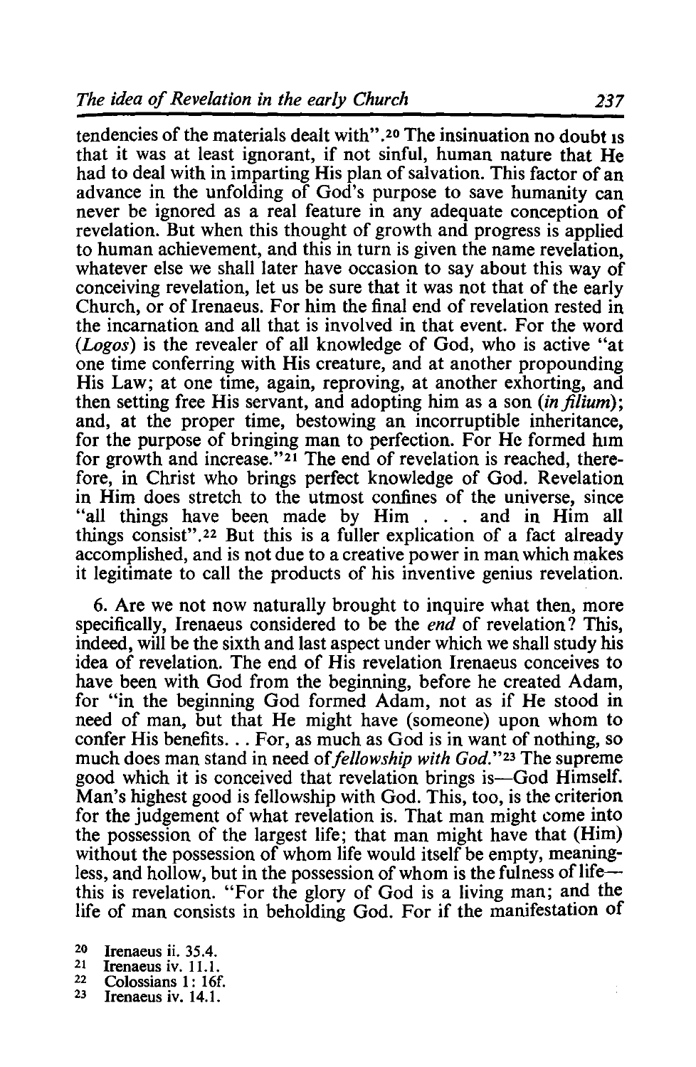tendencies of the materials dealt with".[20] The insinuation no doubt is that it was at least ignorant, if not sinful, human nature that He had to deal with in imparting His plan of salvation. This factor of an advance in the unfolding of God's purpose to save humanity can never be ignored as a real feature in any adequate conception of revelation. But when this thought of growth and progress is applied to human achievement, and this in turn is given the name revelation, whatever else we shall later have occasion to say about this way of conceiving revelation, let us be sure that it was not that of the early Church, or of Irenaeus. For him the final end of revelation rested in the incarnation and all that is involved in that event. For the word (*Logos*) is the revealer of all knowledge of God, who is active "at one time conferring with His creature, and at another propounding His Law; at one time, again, reproving, at another exhorting, and then setting free His servant, and adopting him as a son (*in filium*); and, at the proper time, bestowing an incorruptible inheritance, for the purpose of bringing man to perfection. For He formed him for growth and increase."[21] The end of revelation is reached, therefore, in Christ who brings perfect knowledge of God. Revelation in Him does stretch to the utmost confines of the universe, since "all things have been made by Him . . . and in Him all things consist".[22] But this is a fuller explication of a fact already accomplished, and is not due to a creative power in man which makes it legitimate to call the products of his inventive genius revelation.

6. Are we not now naturally brought to inquire what then, more specifically, Irenaeus considered to be the *end* of revelation? This, indeed, will be the sixth and last aspect under which we shall study his idea of revelation. The end of His revelation Irenaeus conceives to have been with God from the beginning, before he created Adam, for "in the beginning God formed Adam, not as if He stood in need of man, but that He might have (someone) upon whom to confer His benefits. . . For, as much as God is in want of nothing, so much does man stand in need of *fellowship with God*."[23] The supreme good which it is conceived that revelation brings is—God Himself. Man's highest good is fellowship with God. This, too, is the criterion for the judgement of what revelation is. That man might come into the possession of the largest life; that man might have that (Him) without the possession of whom life would itself be empty, meaningless, and hollow, but in the possession of whom is the fulness of life—this is revelation. "For the glory of God is a living man; and the life of man consists in beholding God. For if the manifestation of

[20] Irenaeus ii. 35.4.
[21] Irenaeus iv. 11.1.
[22] Colossians 1: 16f.
[23] Irenaeus iv. 14.1.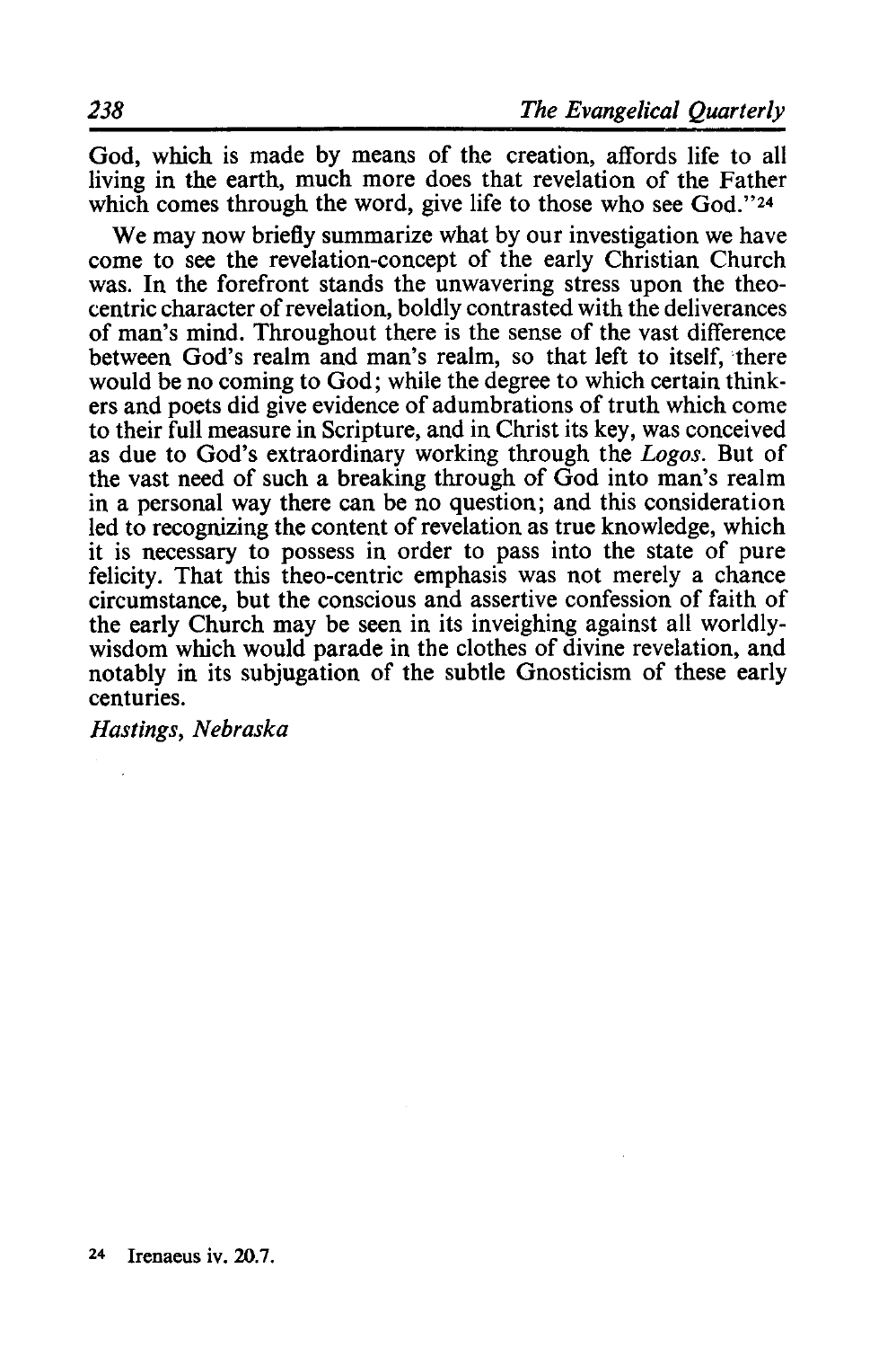God, which is made by means of the creation, affords life to all living in the earth, much more does that revelation of the Father which comes through the word, give life to those who see God."[24]

We may now briefly summarize what by our investigation we have come to see the revelation-concept of the early Christian Church was. In the forefront stands the unwavering stress upon the theo-centric character of revelation, boldly contrasted with the deliverances of man's mind. Throughout there is the sense of the vast difference between God's realm and man's realm, so that left to itself, there would be no coming to God; while the degree to which certain thinkers and poets did give evidence of adumbrations of truth which come to their full measure in Scripture, and in Christ its key, was conceived as due to God's extraordinary working through the *Logos*. But of the vast need of such a breaking through of God into man's realm in a personal way there can be no question; and this consideration led to recognizing the content of revelation as true knowledge, which it is necessary to possess in order to pass into the state of pure felicity. That this theo-centric emphasis was not merely a chance circumstance, but the conscious and assertive confession of faith of the early Church may be seen in its inveighing against all worldly-wisdom which would parade in the clothes of divine revelation, and notably in its subjugation of the subtle Gnosticism of these early centuries.

*Hastings, Nebraska*

[24] Irenaeus iv. 20.7.